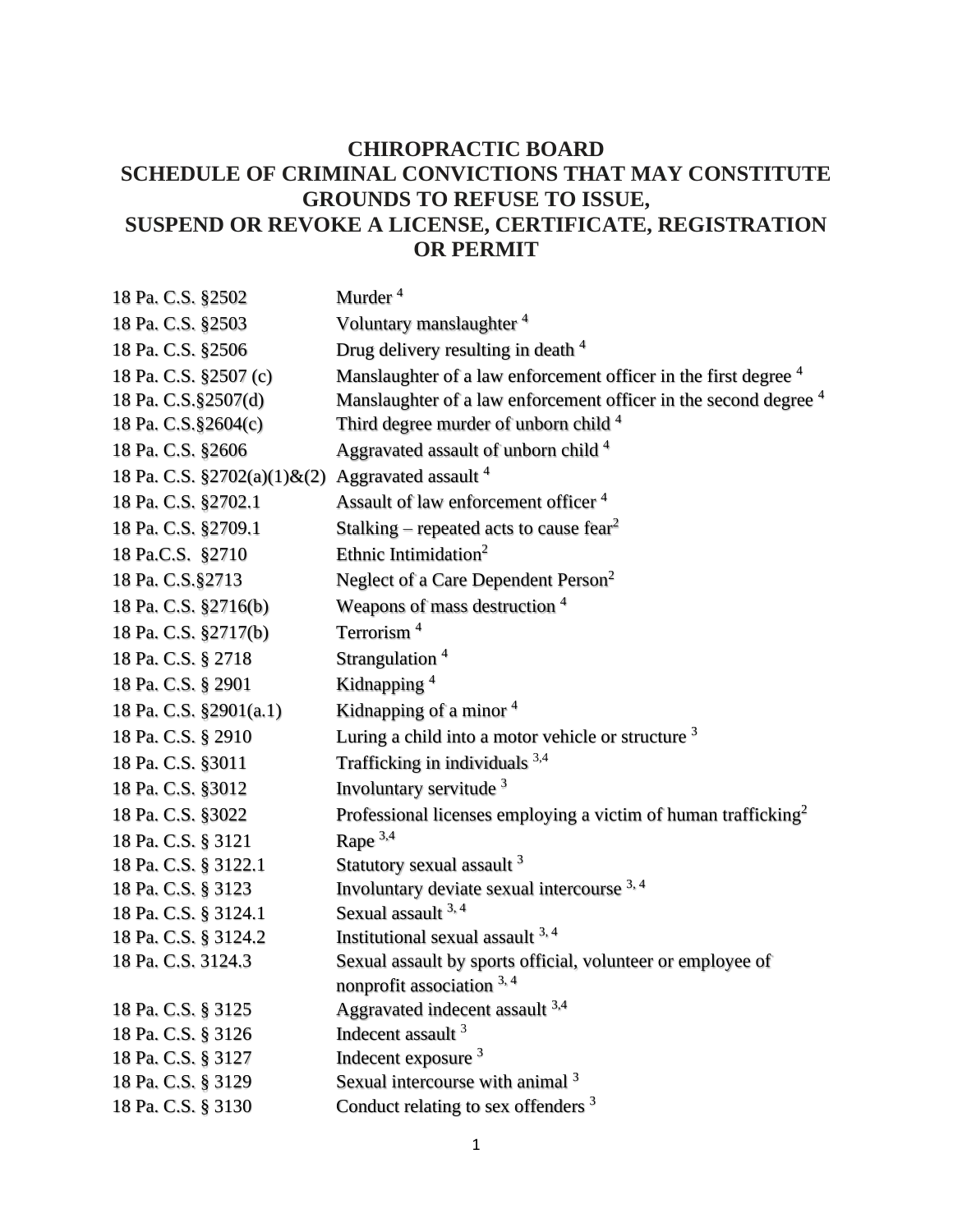# CHIROPRACTIC BOARD
## SCHEDULE OF CRIMINAL CONVICTIONS THAT MAY CONSTITUTE GROUNDS TO REFUSE TO ISSUE, SUSPEND OR REVOKE A LICENSE, CERTIFICATE, REGISTRATION OR PERMIT

| | |
|---|---|
| 18 Pa. C.S. §2502 | Murder [4] |
| 18 Pa. C.S. §2503 | Voluntary manslaughter [4] |
| 18 Pa. C.S. §2506 | Drug delivery resulting in death [4] |
| 18 Pa. C.S. §2507 (c) | Manslaughter of a law enforcement officer in the first degree [4] |
| 18 Pa. C.S.§2507(d) | Manslaughter of a law enforcement officer in the second degree [4] |
| 18 Pa. C.S.§2604(c) | Third degree murder of unborn child [4] |
| 18 Pa. C.S. §2606 | Aggravated assault of unborn child [4] |
| 18 Pa. C.S. §2702(a)(1)&(2) | Aggravated assault [4] |
| 18 Pa. C.S. §2702.1 | Assault of law enforcement officer [4] |
| 18 Pa. C.S. §2709.1 | Stalking – repeated acts to cause fear[2] |
| 18 Pa.C.S. §2710 | Ethnic Intimidation[2] |
| 18 Pa. C.S.§2713 | Neglect of a Care Dependent Person[2] |
| 18 Pa. C.S. §2716(b) | Weapons of mass destruction [4] |
| 18 Pa. C.S. §2717(b) | Terrorism [4] |
| 18 Pa. C.S. § 2718 | Strangulation [4] |
| 18 Pa. C.S. § 2901 | Kidnapping [4] |
| 18 Pa. C.S. §2901(a.1) | Kidnapping of a minor [4] |
| 18 Pa. C.S. § 2910 | Luring a child into a motor vehicle or structure [3] |
| 18 Pa. C.S. §3011 | Trafficking in individuals [3,4] |
| 18 Pa. C.S. §3012 | Involuntary servitude [3] |
| 18 Pa. C.S. §3022 | Professional licenses employing a victim of human trafficking[2] |
| 18 Pa. C.S. § 3121 | Rape [3,4] |
| 18 Pa. C.S. § 3122.1 | Statutory sexual assault [3] |
| 18 Pa. C.S. § 3123 | Involuntary deviate sexual intercourse [3, 4] |
| 18 Pa. C.S. § 3124.1 | Sexual assault [3, 4] |
| 18 Pa. C.S. § 3124.2 | Institutional sexual assault [3, 4] |
| 18 Pa. C.S. 3124.3 | Sexual assault by sports official, volunteer or employee of nonprofit association [3, 4] |
| 18 Pa. C.S. § 3125 | Aggravated indecent assault [3,4] |
| 18 Pa. C.S. § 3126 | Indecent assault [3] |
| 18 Pa. C.S. § 3127 | Indecent exposure [3] |
| 18 Pa. C.S. § 3129 | Sexual intercourse with animal [3] |
| 18 Pa. C.S. § 3130 | Conduct relating to sex offenders [3] |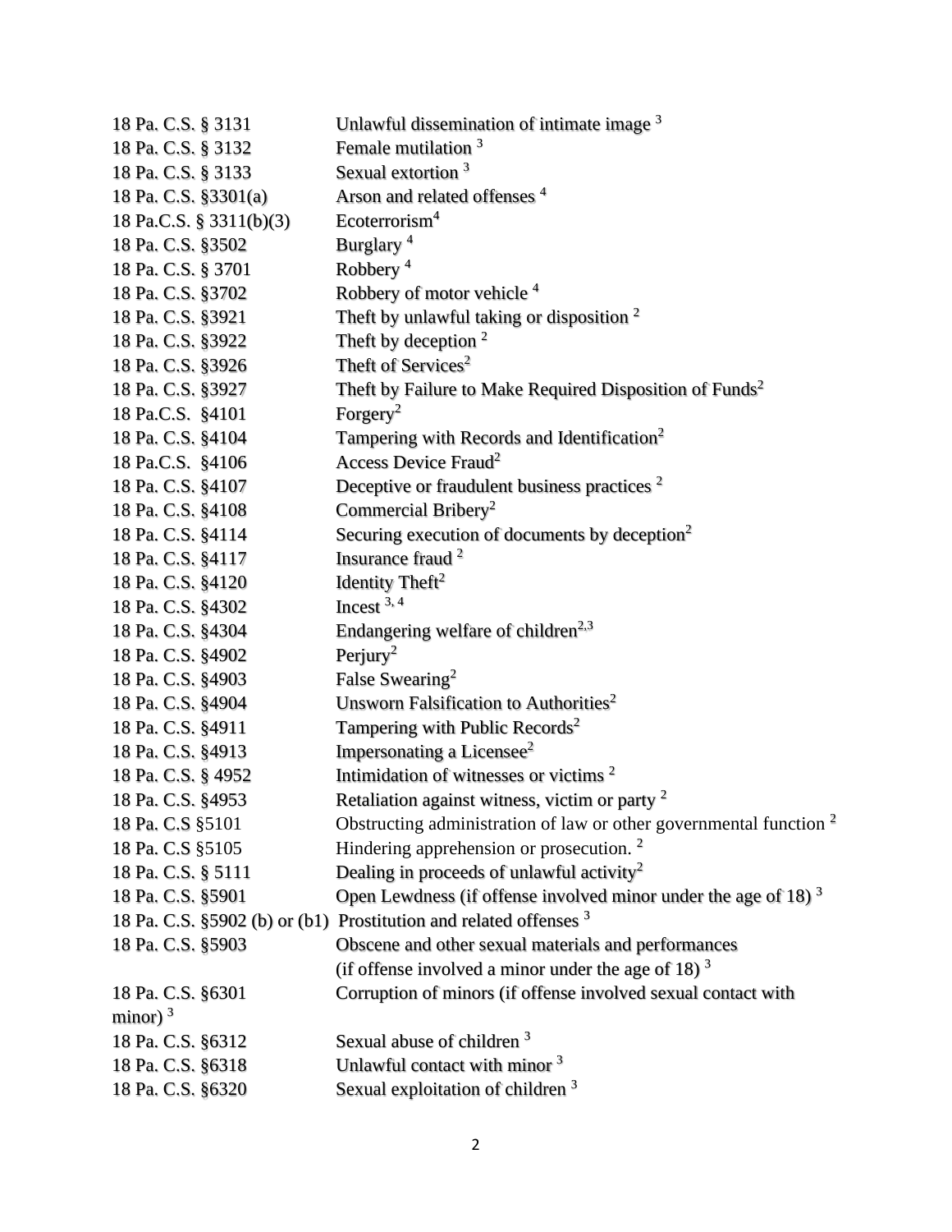| | |
|---|---|
| 18 Pa. C.S. § 3131 | Unlawful dissemination of intimate image [3] |
| 18 Pa. C.S. § 3132 | Female mutilation [3] |
| 18 Pa. C.S. § 3133 | Sexual extortion [3] |
| 18 Pa. C.S. §3301(a) | Arson and related offenses [4] |
| 18 Pa.C.S. § 3311(b)(3) | Ecoterrorism[4] |
| 18 Pa. C.S. §3502 | Burglary [4] |
| 18 Pa. C.S. § 3701 | Robbery [4] |
| 18 Pa. C.S. §3702 | Robbery of motor vehicle [4] |
| 18 Pa. C.S. §3921 | Theft by unlawful taking or disposition [2] |
| 18 Pa. C.S. §3922 | Theft by deception [2] |
| 18 Pa. C.S. §3926 | Theft of Services[2] |
| 18 Pa. C.S. §3927 | Theft by Failure to Make Required Disposition of Funds[2] |
| 18 Pa.C.S. §4101 | Forgery[2] |
| 18 Pa. C.S. §4104 | Tampering with Records and Identification[2] |
| 18 Pa.C.S. §4106 | Access Device Fraud[2] |
| 18 Pa. C.S. §4107 | Deceptive or fraudulent business practices [2] |
| 18 Pa. C.S. §4108 | Commercial Bribery[2] |
| 18 Pa. C.S. §4114 | Securing execution of documents by deception[2] |
| 18 Pa. C.S. §4117 | Insurance fraud [2] |
| 18 Pa. C.S. §4120 | Identity Theft[2] |
| 18 Pa. C.S. §4302 | Incest [3, 4] |
| 18 Pa. C.S. §4304 | Endangering welfare of children[2,3] |
| 18 Pa. C.S. §4902 | Perjury[2] |
| 18 Pa. C.S. §4903 | False Swearing[2] |
| 18 Pa. C.S. §4904 | Unsworn Falsification to Authorities[2] |
| 18 Pa. C.S. §4911 | Tampering with Public Records[2] |
| 18 Pa. C.S. §4913 | Impersonating a Licensee[2] |
| 18 Pa. C.S. § 4952 | Intimidation of witnesses or victims [2] |
| 18 Pa. C.S. §4953 | Retaliation against witness, victim or party [2] |
| 18 Pa. C.S §5101 | Obstructing administration of law or other governmental function [2] |
| 18 Pa. C.S §5105 | Hindering apprehension or prosecution. [2] |
| 18 Pa. C.S. § 5111 | Dealing in proceeds of unlawful activity[2] |
| 18 Pa. C.S. §5901 | Open Lewdness (if offense involved minor under the age of 18) [3] |
| 18 Pa. C.S. §5902 (b) or (b1) | Prostitution and related offenses [3] |
| 18 Pa. C.S. §5903 | Obscene and other sexual materials and performances (if offense involved a minor under the age of 18) [3] |
| 18 Pa. C.S. §6301 | Corruption of minors (if offense involved sexual contact with minor) [3] |
| 18 Pa. C.S. §6312 | Sexual abuse of children [3] |
| 18 Pa. C.S. §6318 | Unlawful contact with minor [3] |
| 18 Pa. C.S. §6320 | Sexual exploitation of children [3] |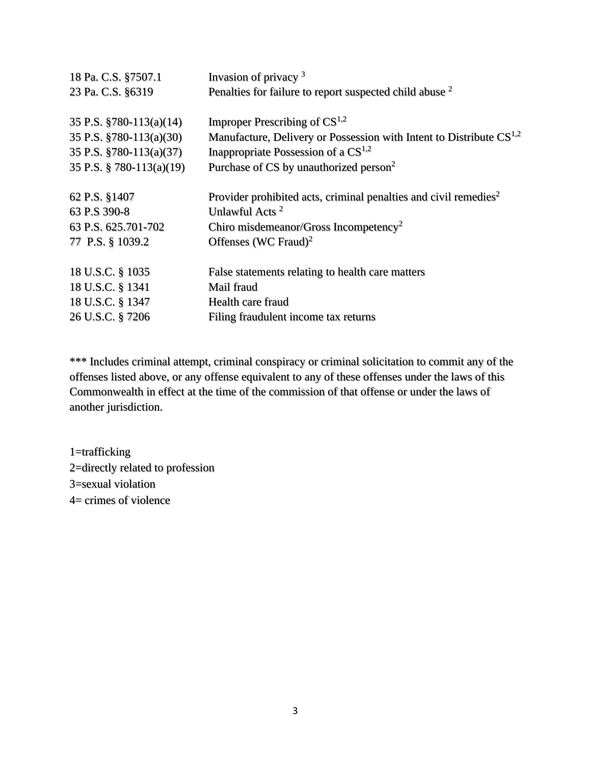| | |
|---|---|
| 18 Pa. C.S. §7507.1 | Invasion of privacy [3] |
| 23 Pa. C.S. §6319 | Penalties for failure to report suspected child abuse [2] |
| 35 P.S. §780-113(a)(14) | Improper Prescribing of CS[1,2] |
| 35 P.S. §780-113(a)(30) | Manufacture, Delivery or Possession with Intent to Distribute CS[1,2] |
| 35 P.S. §780-113(a)(37) | Inappropriate Possession of a CS[1,2] |
| 35 P.S. § 780-113(a)(19) | Purchase of CS by unauthorized person[2] |
| 62 P.S. §1407 | Provider prohibited acts, criminal penalties and civil remedies[2] |
| 63 P.S 390-8 | Unlawful Acts [2] |
| 63 P.S. 625.701-702 | Chiro misdemeanor/Gross Incompetency[2] |
| 77 P.S. § 1039.2 | Offenses (WC Fraud)[2] |
| 18 U.S.C. § 1035 | False statements relating to health care matters |
| 18 U.S.C. § 1341 | Mail fraud |
| 18 U.S.C. § 1347 | Health care fraud |
| 26 U.S.C. § 7206 | Filing fraudulent income tax returns |

*** Includes criminal attempt, criminal conspiracy or criminal solicitation to commit any of the offenses listed above, or any offense equivalent to any of these offenses under the laws of this Commonwealth in effect at the time of the commission of that offense or under the laws of another jurisdiction.

1=trafficking
2=directly related to profession
3=sexual violation
4= crimes of violence